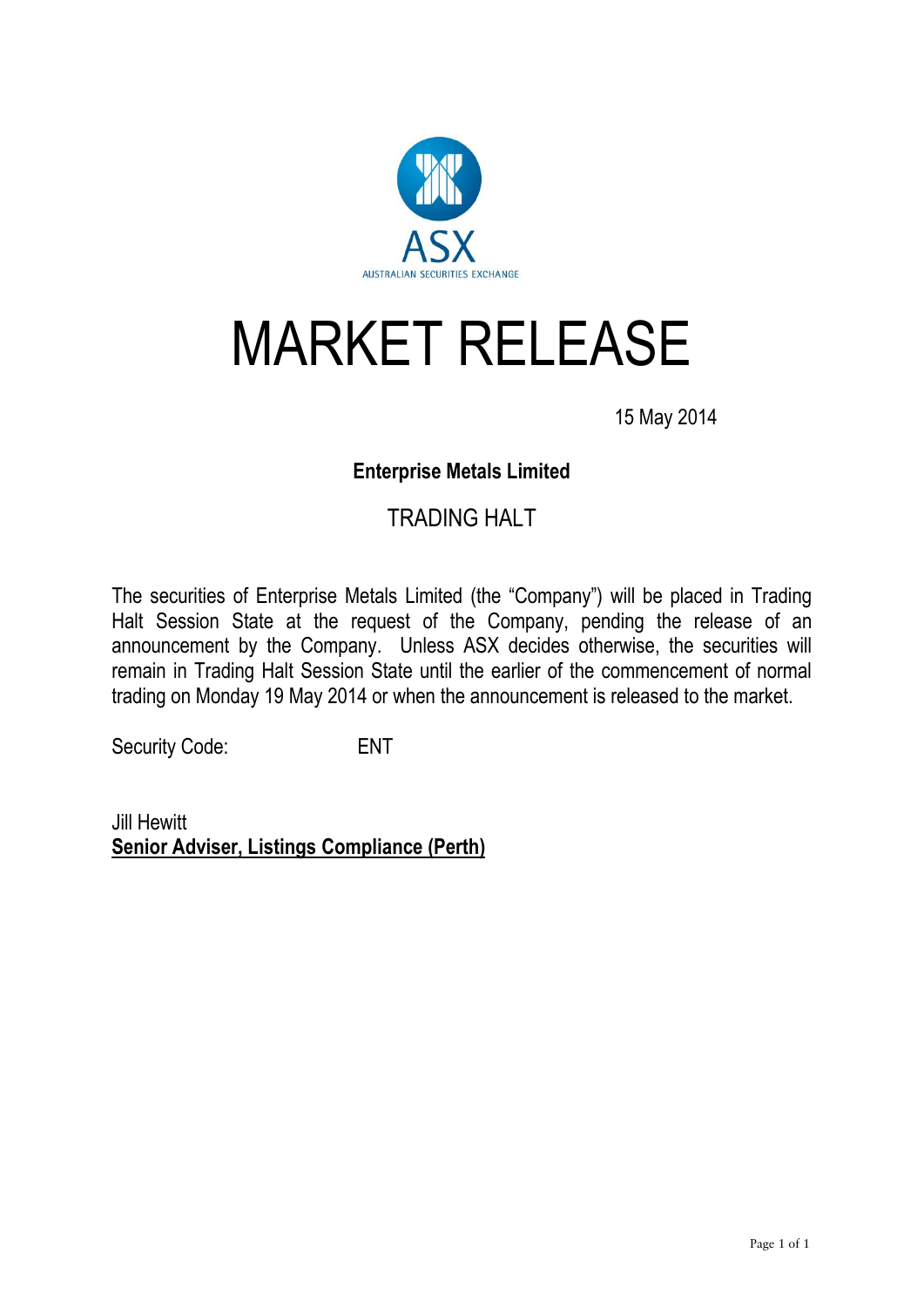ASX

AUSTRALIAN SECURITIES EXCHANGE

# MARKET RELEASE

15 May 2014

**Enterprise Metals Limited**

## TRADING HALT

The securities of Enterprise Metals Limited (the "Company") will be placed in Trading Halt Session State at the request of the Company, pending the release of an announcement by the Company. Unless ASX decides otherwise, the securities will remain in Trading Halt Session State until the earlier of the commencement of normal trading on Monday 19 May 2014 or when the announcement is released to the market.

Security Code: ENT

Jill Hewitt
**Senior Adviser, Listings Compliance (Perth)**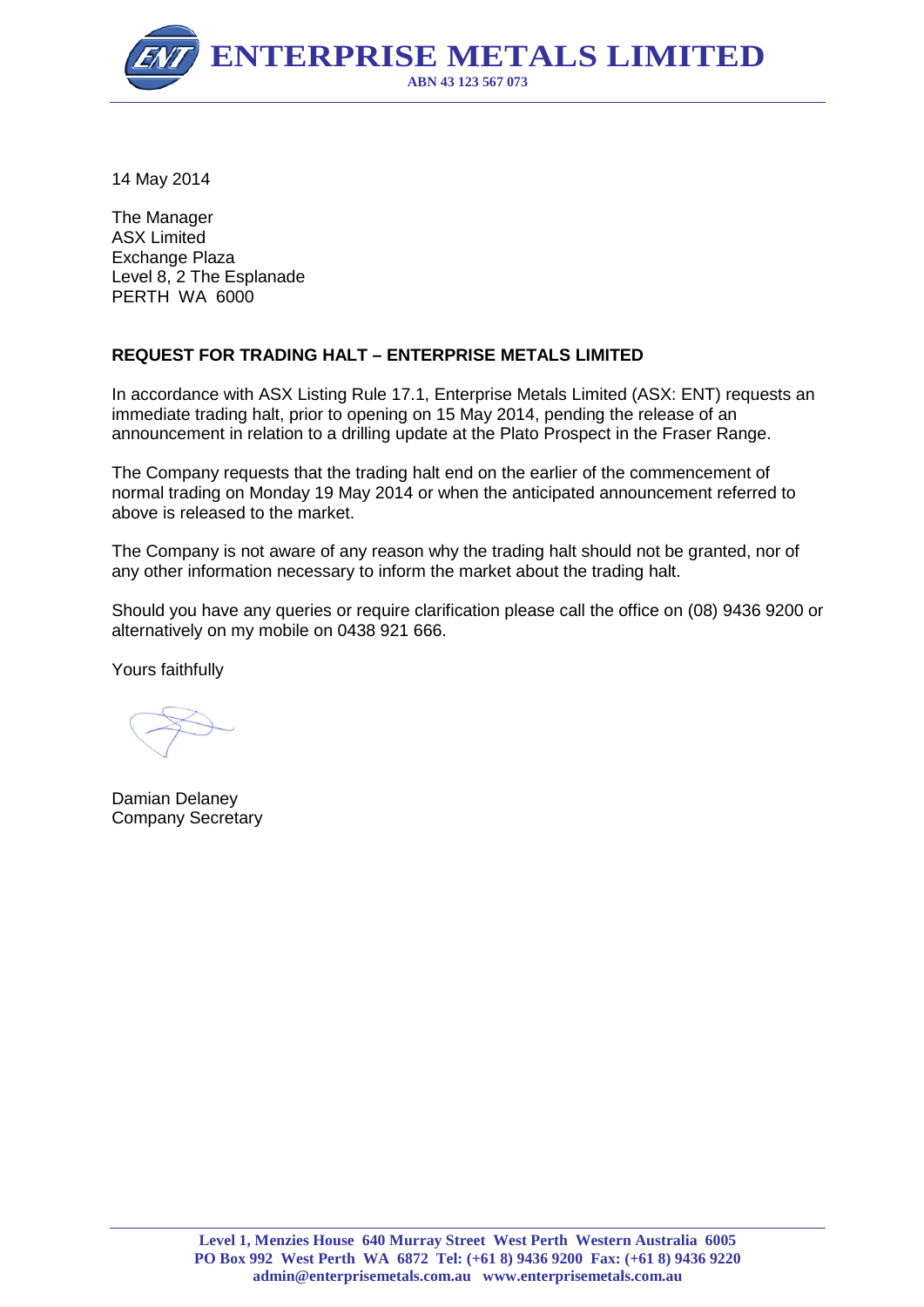# ENTERPRISE METALS LIMITED

**ABN 43 123 567 073**

14 May 2014

The Manager
ASX Limited
Exchange Plaza
Level 8, 2 The Esplanade
PERTH WA 6000

**REQUEST FOR TRADING HALT – ENTERPRISE METALS LIMITED**

In accordance with ASX Listing Rule 17.1, Enterprise Metals Limited (ASX: ENT) requests an immediate trading halt, prior to opening on 15 May 2014, pending the release of an announcement in relation to a drilling update at the Plato Prospect in the Fraser Range.

The Company requests that the trading halt end on the earlier of the commencement of normal trading on Monday 19 May 2014 or when the anticipated announcement referred to above is released to the market.

The Company is not aware of any reason why the trading halt should not be granted, nor of any other information necessary to inform the market about the trading halt.

Should you have any queries or require clarification please call the office on (08) 9436 9200 or alternatively on my mobile on 0438 921 666.

Yours faithfully

Damian Delaney
Company Secretary

**Level 1, Menzies House 640 Murray Street West Perth Western Australia 6005**
**PO Box 992 West Perth WA 6872 Tel: (+61 8) 9436 9200 Fax: (+61 8) 9436 9220**
**admin@enterprisemetals.com.au www.enterprisemetals.com.au**